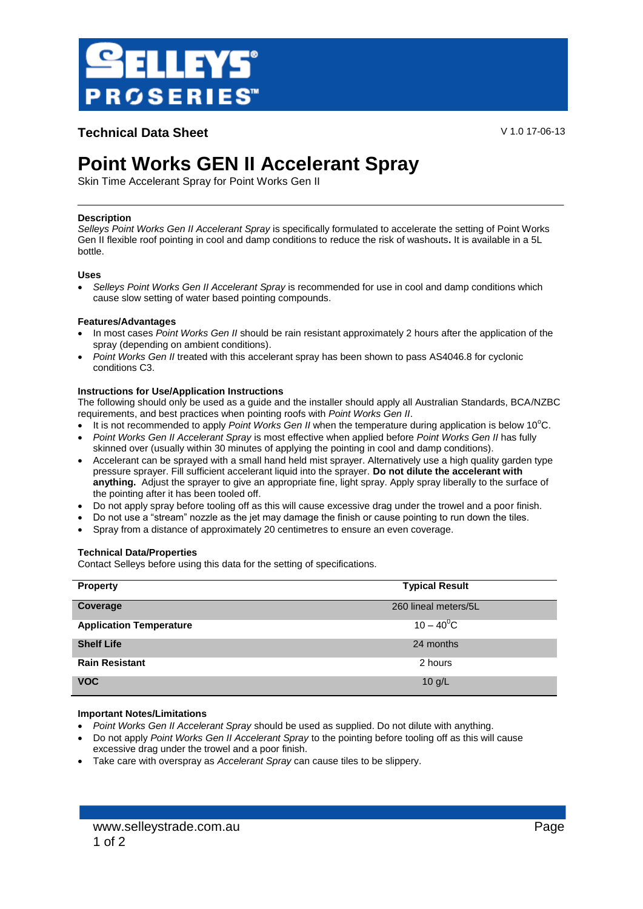SELLEYS PROSERIES™

## Technical Data Sheet

V 1.0 17-06-13

# Point Works GEN II Accelerant Spray

Skin Time Accelerant Spray for Point Works Gen II

---

### Description

*Selleys Point Works Gen II Accelerant Spray* is specifically formulated to accelerate the setting of Point Works Gen II flexible roof pointing in cool and damp conditions to reduce the risk of washouts**.** It is available in a 5L bottle.

### Uses

- *Selleys Point Works Gen II Accelerant Spray* is recommended for use in cool and damp conditions which cause slow setting of water based pointing compounds.

### Features/Advantages

- In most cases *Point Works Gen II* should be rain resistant approximately 2 hours after the application of the spray (depending on ambient conditions).
- *Point Works Gen II* treated with this accelerant spray has been shown to pass AS4046.8 for cyclonic conditions C3.

### Instructions for Use/Application Instructions

The following should only be used as a guide and the installer should apply all Australian Standards, BCA/NZBC requirements, and best practices when pointing roofs with *Point Works Gen II*.

- It is not recommended to apply *Point Works Gen II* when the temperature during application is below 10$^{0}$C.
- *Point Works Gen II Accelerant Spray* is most effective when applied before *Point Works Gen II* has fully skinned over (usually within 30 minutes of applying the pointing in cool and damp conditions).
- Accelerant can be sprayed with a small hand held mist sprayer. Alternatively use a high quality garden type pressure sprayer. Fill sufficient accelerant liquid into the sprayer. **Do not dilute the accelerant with anything.** Adjust the sprayer to give an appropriate fine, light spray. Apply spray liberally to the surface of the pointing after it has been tooled off.
- Do not apply spray before tooling off as this will cause excessive drag under the trowel and a poor finish.
- Do not use a "stream" nozzle as the jet may damage the finish or cause pointing to run down the tiles.
- Spray from a distance of approximately 20 centimetres to ensure an even coverage.

### Technical Data/Properties

Contact Selleys before using this data for the setting of specifications.

| Property | Typical Result |
|---|---|
| **Coverage** | 260 lineal meters/5L |
| **Application Temperature** | 10 – 40$^{0}$C |
| **Shelf Life** | 24 months |
| **Rain Resistant** | 2 hours |
| **VOC** | 10 g/L |

### Important Notes/Limitations

- *Point Works Gen II Accelerant Spray* should be used as supplied. Do not dilute with anything.
- Do not apply *Point Works Gen II Accelerant Spray* to the pointing before tooling off as this will cause excessive drag under the trowel and a poor finish.
- Take care with overspray as *Accelerant Spray* can cause tiles to be slippery.

www.selleystrade.com.au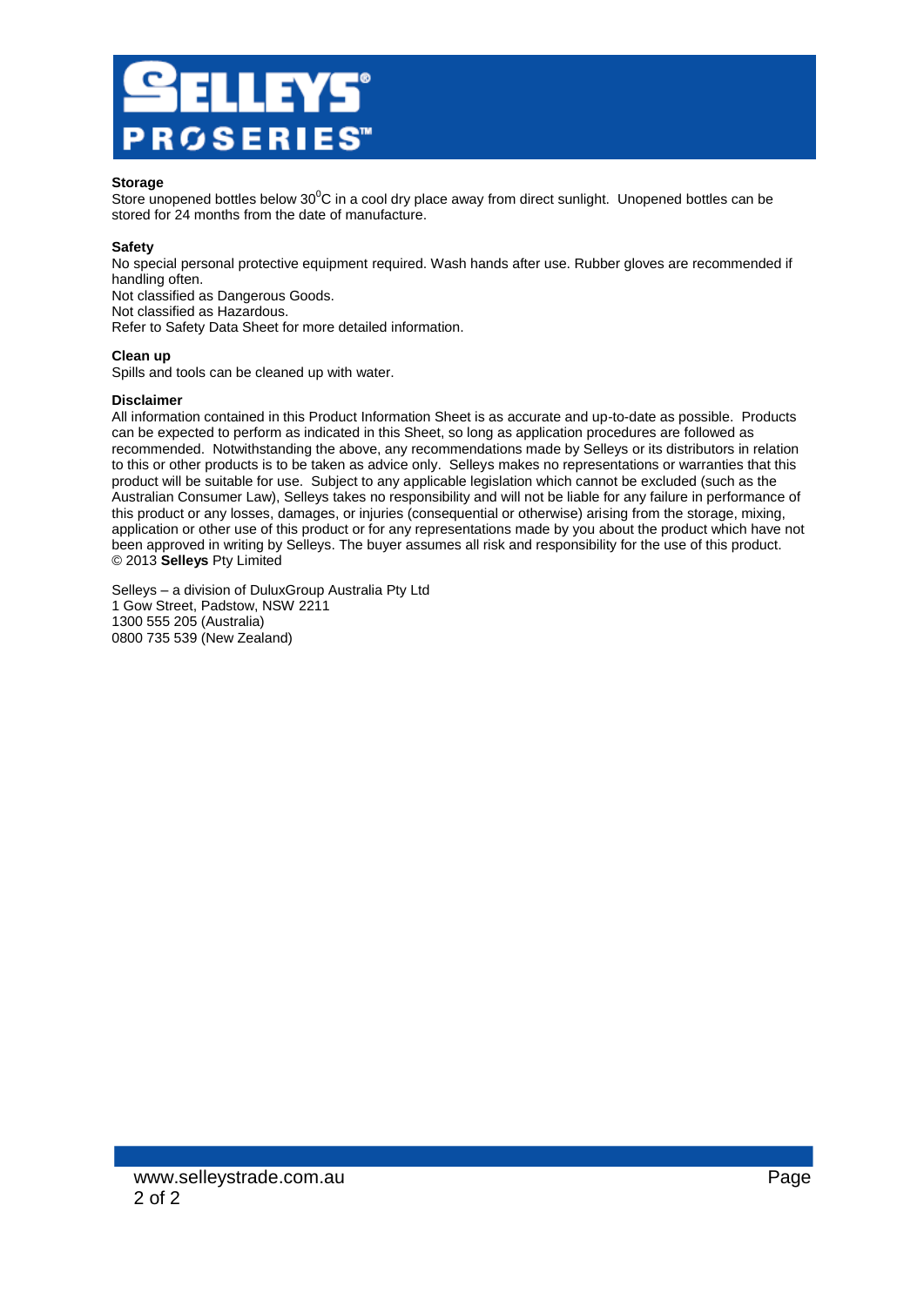**Storage**

Store unopened bottles below $30^0$C in a cool dry place away from direct sunlight. Unopened bottles can be stored for 24 months from the date of manufacture.

**Safety**

No special personal protective equipment required. Wash hands after use. Rubber gloves are recommended if handling often.
Not classified as Dangerous Goods.
Not classified as Hazardous.
Refer to Safety Data Sheet for more detailed information.

**Clean up**

Spills and tools can be cleaned up with water.

**Disclaimer**

All information contained in this Product Information Sheet is as accurate and up-to-date as possible. Products can be expected to perform as indicated in this Sheet, so long as application procedures are followed as recommended. Notwithstanding the above, any recommendations made by Selleys or its distributors in relation to this or other products is to be taken as advice only. Selleys makes no representations or warranties that this product will be suitable for use. Subject to any applicable legislation which cannot be excluded (such as the Australian Consumer Law), Selleys takes no responsibility and will not be liable for any failure in performance of this product or any losses, damages, or injuries (consequential or otherwise) arising from the storage, mixing, application or other use of this product or for any representations made by you about the product which have not been approved in writing by Selleys. The buyer assumes all risk and responsibility for the use of this product.
© 2013 **Selleys** Pty Limited

Selleys – a division of DuluxGroup Australia Pty Ltd
1 Gow Street, Padstow, NSW 2211
1300 555 205 (Australia)
0800 735 539 (New Zealand)